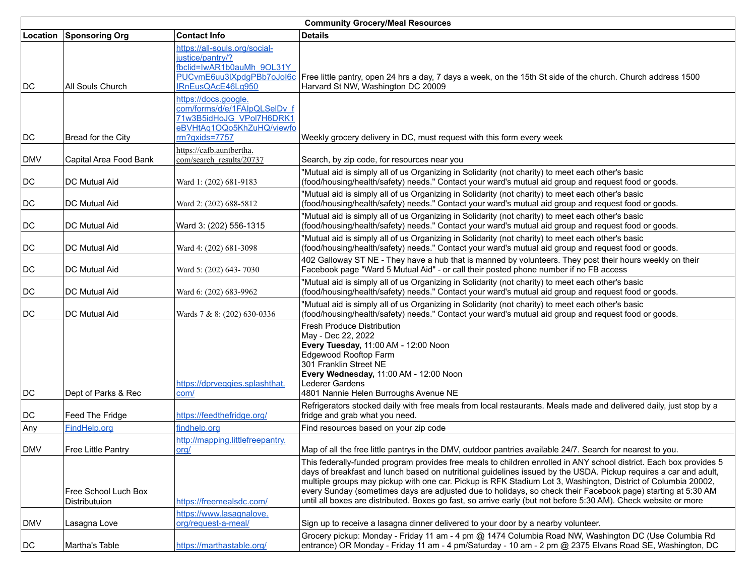| Community Grocery/Meal Resources | | | |
|---|---|---|---|
| **Location** | **Sponsoring Org** | **Contact Info** | **Details** |
| DC | All Souls Church | https://all-souls.org/social-justice/pantry/?fbclid=IwAR1b0auMh_9OL31Y_PUCvmE6uu3lXpdgPBb7oJol6cIRnEusQAcE46Lq950 | Free little pantry, open 24 hrs a day, 7 days a week, on the 15th St side of the church. Church address 1500 Harvard St NW, Washington DC 20009 |
| DC | Bread for the City | https://docs.google.com/forms/d/e/1FAIpQLSelDv_f71w3B5idHoJG_VPol7H6DRK1eBVHtAq1OQo5KhZuHQ/viewform?gxids=7757 | Weekly grocery delivery in DC, must request with this form every week |
| DMV | Capital Area Food Bank | https://cafb.auntbertha.com/search_results/20737 | Search, by zip code, for resources near you |
| DC | DC Mutual Aid | Ward 1: (202) 681-9183 | "Mutual aid is simply all of us Organizing in Solidarity (not charity) to meet each other's basic (food/housing/health/safety) needs." Contact your ward's mutual aid group and request food or goods. |
| DC | DC Mutual Aid | Ward 2: (202) 688-5812 | "Mutual aid is simply all of us Organizing in Solidarity (not charity) to meet each other's basic (food/housing/health/safety) needs." Contact your ward's mutual aid group and request food or goods. |
| DC | DC Mutual Aid | Ward 3: (202) 556-1315 | "Mutual aid is simply all of us Organizing in Solidarity (not charity) to meet each other's basic (food/housing/health/safety) needs." Contact your ward's mutual aid group and request food or goods. |
| DC | DC Mutual Aid | Ward 4: (202) 681-3098 | "Mutual aid is simply all of us Organizing in Solidarity (not charity) to meet each other's basic (food/housing/health/safety) needs." Contact your ward's mutual aid group and request food or goods. |
| DC | DC Mutual Aid | Ward 5: (202) 643- 7030 | 402 Galloway ST NE - They have a hub that is manned by volunteers. They post their hours weekly on their Facebook page "Ward 5 Mutual Aid" - or call their posted phone number if no FB access |
| DC | DC Mutual Aid | Ward 6: (202) 683-9962 | "Mutual aid is simply all of us Organizing in Solidarity (not charity) to meet each other's basic (food/housing/health/safety) needs." Contact your ward's mutual aid group and request food or goods. |
| DC | DC Mutual Aid | Wards 7 & 8: (202) 630-0336 | "Mutual aid is simply all of us Organizing in Solidarity (not charity) to meet each other's basic (food/housing/health/safety) needs." Contact your ward's mutual aid group and request food or goods. |
| DC | Dept of Parks & Rec | https://dprveggies.splashthat.com/ | Fresh Produce Distribution<br>May - Dec 22, 2022<br>**Every Tuesday,** 11:00 AM - 12:00 Noon<br>Edgewood Rooftop Farm<br>301 Franklin Street NE<br>**Every Wednesday,** 11:00 AM - 12:00 Noon<br>Lederer Gardens<br>4801 Nannie Helen Burroughs Avenue NE |
| DC | Feed The Fridge | https://feedthefridge.org/ | Refrigerators stocked daily with free meals from local restaurants. Meals made and delivered daily, just stop by a fridge and grab what you need. |
| Any | FindHelp.org | findhelp.org | Find resources based on your zip code |
| DMV | Free Little Pantry | http://mapping.littlefreepantry.org/ | Map of all the free little pantrys in the DMV, outdoor pantries available 24/7. Search for nearest to you. |
| | Free School Luch Box Distributuion | https://freemealsdc.com/ | This federally-funded program provides free meals to children enrolled in ANY school district. Each box provides 5 days of breakfast and lunch based on nutritional guidelines issued by the USDA. Pickup requires a car and adult, multiple groups may pickup with one car. Pickup is RFK Stadium Lot 3, Washington, District of Columbia 20002, every Sunday (sometimes days are adjusted due to holidays, so check their Facebook page) starting at 5:30 AM until all boxes are distributed. Boxes go fast, so arrive early (but not before 5:30 AM). Check website or more |
| DMV | Lasagna Love | https://www.lasagnalove.org/request-a-meal/ | Sign up to receive a lasagna dinner delivered to your door by a nearby volunteer. |
| DC | Martha's Table | https://marthastable.org/ | Grocery pickup: Monday - Friday 11 am - 4 pm @ 1474 Columbia Road NW, Washington DC (Use Columbia Rd entrance) OR Monday - Friday 11 am - 4 pm/Saturday - 10 am - 2 pm @ 2375 Elvans Road SE, Washington, DC |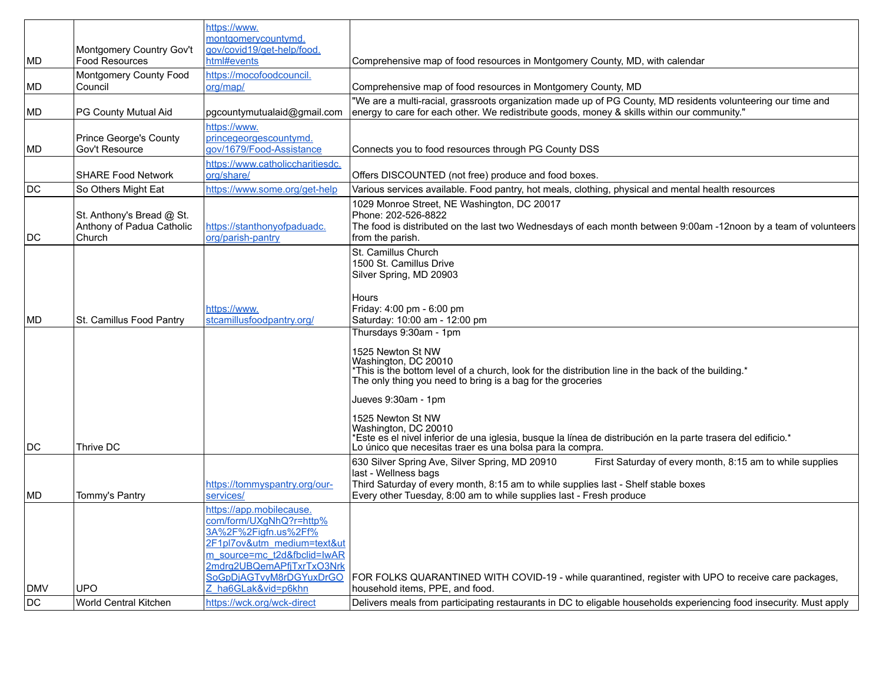| | | | |
|---|---|---|---|
| MD | Montgomery Country Gov't Food Resources | https://www.montgomerycountymd.gov/covid19/get-help/food.html#events | Comprehensive map of food resources in Montgomery County, MD, with calendar |
| MD | Montgomery County Food Council | https://mocofoodcouncil.org/map/ | Comprehensive map of food resources in Montgomery County, MD |
| MD | PG County Mutual Aid | pgcountymutualaid@gmail.com | "We are a multi-racial, grassroots organization made up of PG County, MD residents volunteering our time and energy to care for each other. We redistribute goods, money & skills within our community." |
| MD | Prince George's County Gov't Resource | https://www.princegeorgescountymd.gov/1679/Food-Assistance | Connects you to food resources through PG County DSS |
| | SHARE Food Network | https://www.catholiccharitiesdc.org/share/ | Offers DISCOUNTED (not free) produce and food boxes. |
| DC | So Others Might Eat | https://www.some.org/get-help | Various services available. Food pantry, hot meals, clothing, physical and mental health resources |
| DC | St. Anthony's Bread @ St. Anthony of Padua Catholic Church | https://stanthonyofpaduadc.org/parish-pantry | 1029 Monroe Street, NE Washington, DC 20017<br>Phone: 202-526-8822<br>The food is distributed on the last two Wednesdays of each month between 9:00am -12noon by a team of volunteers from the parish. |
| MD | St. Camillus Food Pantry | https://www.stcamillusfoodpantry.org/ | St. Camillus Church<br>1500 St. Camillus Drive<br>Silver Spring, MD 20903<br><br>Hours<br>Friday: 4:00 pm - 6:00 pm<br>Saturday: 10:00 am - 12:00 pm |
| DC | Thrive DC | | Thursdays 9:30am - 1pm<br><br>1525 Newton St NW<br>Washington, DC 20010<br>*This is the bottom level of a church, look for the distribution line in the back of the building.*<br>The only thing you need to bring is a bag for the groceries<br><br>Jueves 9:30am - 1pm<br><br>1525 Newton St NW<br>Washington, DC 20010<br>*Este es el nivel inferior de una iglesia, busque la línea de distribución en la parte trasera del edificio.*<br>Lo único que necesitas traer es una bolsa para la compra. |
| MD | Tommy's Pantry | https://tommyspantry.org/our-services/ | 630 Silver Spring Ave, Silver Spring, MD 20910 First Saturday of every month, 8:15 am to while supplies last - Wellness bags<br>Third Saturday of every month, 8:15 am to while supplies last - Shelf stable boxes<br>Every other Tuesday, 8:00 am to while supplies last - Fresh produce |
| DMV | UPO | https://app.mobilecause.com/form/UXgNhQ?r=http%3A%2F%2Figfn.us%2Ff%2F1pl7ov&utm_medium=text&utm_source=mc_t2d&fbclid=IwAR2mdrq2UBQemAPfjTxrTxO3NrkSoGpDjAGTvyM8rDGYuxDrGOZ_ha6GLak&vid=p6khn | FOR FOLKS QUARANTINED WITH COVID-19 - while quarantined, register with UPO to receive care packages, household items, PPE, and food. |
| DC | World Central Kitchen | https://wck.org/wck-direct | Delivers meals from participating restaurants in DC to eligable households experiencing food insecurity. Must apply |